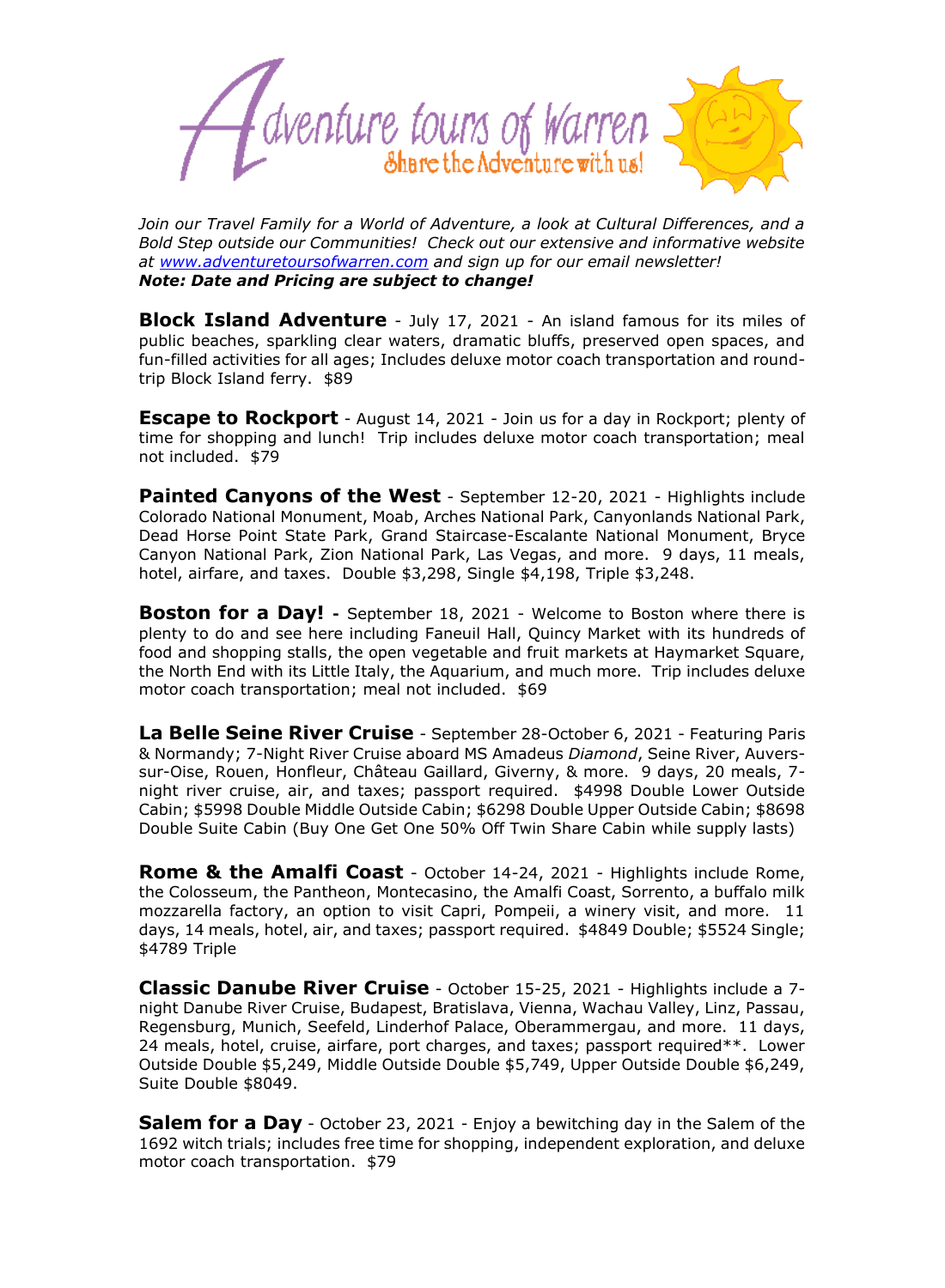# Adventure tours of Warren

Share the Adventure with us!

*Join our Travel Family for a World of Adventure, a look at Cultural Differences, and a Bold Step outside our Communities! Check out our extensive and informative website at [www.adventuretoursofwarren.com](http://www.adventuretoursofwarren.com) and sign up for our email newsletter!*
***Note: Date and Pricing are subject to change!***

**Block Island Adventure** - July 17, 2021 - An island famous for its miles of public beaches, sparkling clear waters, dramatic bluffs, preserved open spaces, and fun-filled activities for all ages; Includes deluxe motor coach transportation and round-trip Block Island ferry. $89

**Escape to Rockport** - August 14, 2021 - Join us for a day in Rockport; plenty of time for shopping and lunch! Trip includes deluxe motor coach transportation; meal not included. $79

**Painted Canyons of the West** - September 12-20, 2021 - Highlights include Colorado National Monument, Moab, Arches National Park, Canyonlands National Park, Dead Horse Point State Park, Grand Staircase-Escalante National Monument, Bryce Canyon National Park, Zion National Park, Las Vegas, and more. 9 days, 11 meals, hotel, airfare, and taxes. Double $3,298, Single $4,198, Triple $3,248.

**Boston for a Day! -** September 18, 2021 - Welcome to Boston where there is plenty to do and see here including Faneuil Hall, Quincy Market with its hundreds of food and shopping stalls, the open vegetable and fruit markets at Haymarket Square, the North End with its Little Italy, the Aquarium, and much more. Trip includes deluxe motor coach transportation; meal not included. $69

**La Belle Seine River Cruise** - September 28-October 6, 2021 - Featuring Paris & Normandy; 7-Night River Cruise aboard MS Amadeus *Diamond*, Seine River, Auvers-sur-Oise, Rouen, Honfleur, Château Gaillard, Giverny, & more. 9 days, 20 meals, 7-night river cruise, air, and taxes; passport required. $4998 Double Lower Outside Cabin; $5998 Double Middle Outside Cabin; $6298 Double Upper Outside Cabin; $8698 Double Suite Cabin (Buy One Get One 50% Off Twin Share Cabin while supply lasts)

**Rome & the Amalfi Coast** - October 14-24, 2021 - Highlights include Rome, the Colosseum, the Pantheon, Montecasino, the Amalfi Coast, Sorrento, a buffalo milk mozzarella factory, an option to visit Capri, Pompeii, a winery visit, and more. 11 days, 14 meals, hotel, air, and taxes; passport required. $4849 Double; $5524 Single; $4789 Triple

**Classic Danube River Cruise** - October 15-25, 2021 - Highlights include a 7-night Danube River Cruise, Budapest, Bratislava, Vienna, Wachau Valley, Linz, Passau, Regensburg, Munich, Seefeld, Linderhof Palace, Oberammergau, and more. 11 days, 24 meals, hotel, cruise, airfare, port charges, and taxes; passport required**. Lower Outside Double $5,249, Middle Outside Double $5,749, Upper Outside Double $6,249, Suite Double $8049.

**Salem for a Day** - October 23, 2021 - Enjoy a bewitching day in the Salem of the 1692 witch trials; includes free time for shopping, independent exploration, and deluxe motor coach transportation. $79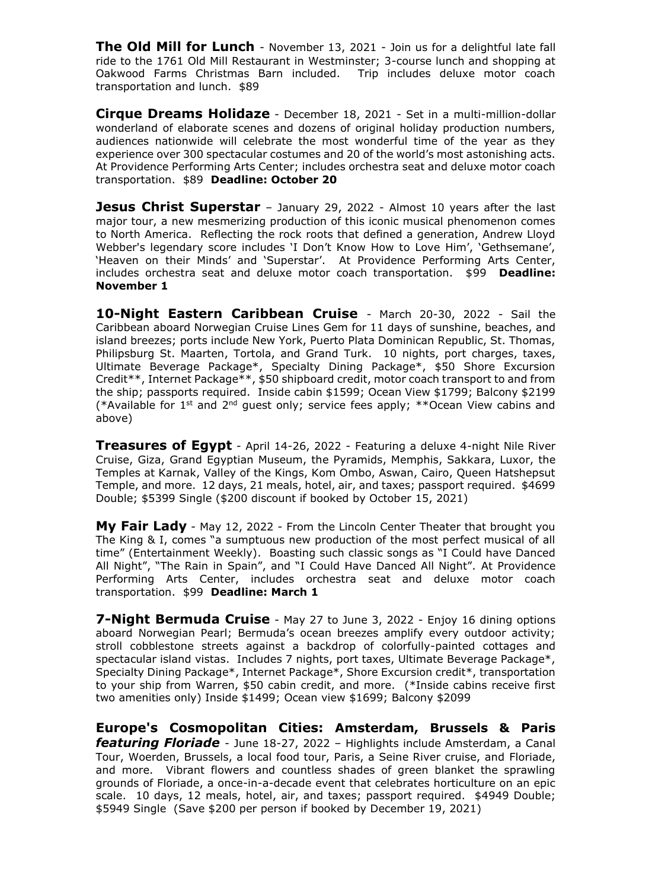**The Old Mill for Lunch** - November 13, 2021 - Join us for a delightful late fall ride to the 1761 Old Mill Restaurant in Westminster; 3-course lunch and shopping at Oakwood Farms Christmas Barn included. Trip includes deluxe motor coach transportation and lunch. $89

**Cirque Dreams Holidaze** - December 18, 2021 - Set in a multi-million-dollar wonderland of elaborate scenes and dozens of original holiday production numbers, audiences nationwide will celebrate the most wonderful time of the year as they experience over 300 spectacular costumes and 20 of the world's most astonishing acts. At Providence Performing Arts Center; includes orchestra seat and deluxe motor coach transportation. $89 **Deadline: October 20**

**Jesus Christ Superstar** – January 29, 2022 - Almost 10 years after the last major tour, a new mesmerizing production of this iconic musical phenomenon comes to North America. Reflecting the rock roots that defined a generation, Andrew Lloyd Webber's legendary score includes 'I Don't Know How to Love Him', 'Gethsemane', 'Heaven on their Minds' and 'Superstar'. At Providence Performing Arts Center, includes orchestra seat and deluxe motor coach transportation. $99 **Deadline: November 1**

**10-Night Eastern Caribbean Cruise** - March 20-30, 2022 - Sail the Caribbean aboard Norwegian Cruise Lines Gem for 11 days of sunshine, beaches, and island breezes; ports include New York, Puerto Plata Dominican Republic, St. Thomas, Philipsburg St. Maarten, Tortola, and Grand Turk. 10 nights, port charges, taxes, Ultimate Beverage Package*, Specialty Dining Package*, $50 Shore Excursion Credit**, Internet Package**, $50 shipboard credit, motor coach transport to and from the ship; passports required. Inside cabin $1599; Ocean View $1799; Balcony $2199 (*Available for 1st and 2nd guest only; service fees apply; **Ocean View cabins and above)

**Treasures of Egypt** - April 14-26, 2022 - Featuring a deluxe 4-night Nile River Cruise, Giza, Grand Egyptian Museum, the Pyramids, Memphis, Sakkara, Luxor, the Temples at Karnak, Valley of the Kings, Kom Ombo, Aswan, Cairo, Queen Hatshepsut Temple, and more. 12 days, 21 meals, hotel, air, and taxes; passport required. $4699 Double; $5399 Single ($200 discount if booked by October 15, 2021)

**My Fair Lady** - May 12, 2022 - From the Lincoln Center Theater that brought you The King & I, comes "a sumptuous new production of the most perfect musical of all time" (Entertainment Weekly). Boasting such classic songs as "I Could have Danced All Night", "The Rain in Spain", and "I Could Have Danced All Night". At Providence Performing Arts Center, includes orchestra seat and deluxe motor coach transportation. $99 **Deadline: March 1**

**7-Night Bermuda Cruise** - May 27 to June 3, 2022 - Enjoy 16 dining options aboard Norwegian Pearl; Bermuda's ocean breezes amplify every outdoor activity; stroll cobblestone streets against a backdrop of colorfully-painted cottages and spectacular island vistas. Includes 7 nights, port taxes, Ultimate Beverage Package*, Specialty Dining Package*, Internet Package*, Shore Excursion credit*, transportation to your ship from Warren, $50 cabin credit, and more. (*Inside cabins receive first two amenities only) Inside $1499; Ocean view $1699; Balcony $2099

**Europe's Cosmopolitan Cities: Amsterdam, Brussels & Paris *featuring Floriade*** - June 18-27, 2022 – Highlights include Amsterdam, a Canal Tour, Woerden, Brussels, a local food tour, Paris, a Seine River cruise, and Floriade, and more. Vibrant flowers and countless shades of green blanket the sprawling grounds of Floriade, a once-in-a-decade event that celebrates horticulture on an epic scale. 10 days, 12 meals, hotel, air, and taxes; passport required. $4949 Double; $5949 Single (Save $200 per person if booked by December 19, 2021)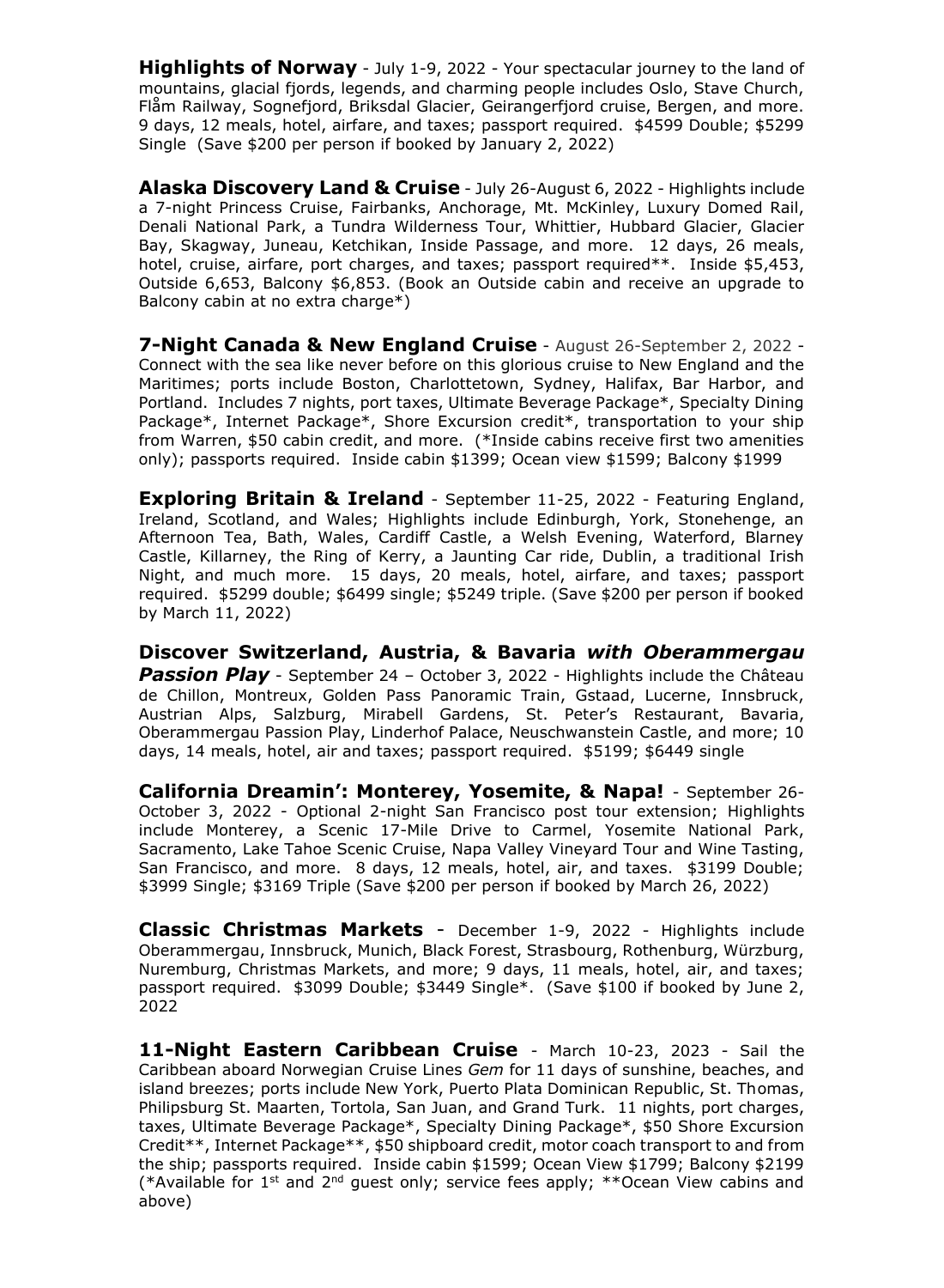**Highlights of Norway** - July 1-9, 2022 - Your spectacular journey to the land of mountains, glacial fjords, legends, and charming people includes Oslo, Stave Church, Flåm Railway, Sognefjord, Briksdal Glacier, Geirangerfjord cruise, Bergen, and more. 9 days, 12 meals, hotel, airfare, and taxes; passport required. $4599 Double; $5299 Single (Save $200 per person if booked by January 2, 2022)

**Alaska Discovery Land & Cruise** - July 26-August 6, 2022 - Highlights include a 7-night Princess Cruise, Fairbanks, Anchorage, Mt. McKinley, Luxury Domed Rail, Denali National Park, a Tundra Wilderness Tour, Whittier, Hubbard Glacier, Glacier Bay, Skagway, Juneau, Ketchikan, Inside Passage, and more. 12 days, 26 meals, hotel, cruise, airfare, port charges, and taxes; passport required**. Inside $5,453, Outside 6,653, Balcony $6,853. (Book an Outside cabin and receive an upgrade to Balcony cabin at no extra charge*)

**7-Night Canada & New England Cruise** - August 26-September 2, 2022 - Connect with the sea like never before on this glorious cruise to New England and the Maritimes; ports include Boston, Charlottetown, Sydney, Halifax, Bar Harbor, and Portland. Includes 7 nights, port taxes, Ultimate Beverage Package*, Specialty Dining Package*, Internet Package*, Shore Excursion credit*, transportation to your ship from Warren, $50 cabin credit, and more. (*Inside cabins receive first two amenities only); passports required. Inside cabin $1399; Ocean view $1599; Balcony $1999

**Exploring Britain & Ireland** - September 11-25, 2022 - Featuring England, Ireland, Scotland, and Wales; Highlights include Edinburgh, York, Stonehenge, an Afternoon Tea, Bath, Wales, Cardiff Castle, a Welsh Evening, Waterford, Blarney Castle, Killarney, the Ring of Kerry, a Jaunting Car ride, Dublin, a traditional Irish Night, and much more. 15 days, 20 meals, hotel, airfare, and taxes; passport required. $5299 double; $6499 single; $5249 triple. (Save $200 per person if booked by March 11, 2022)

**Discover Switzerland, Austria, & Bavaria *with Oberammergau Passion Play*** - September 24 – October 3, 2022 - Highlights include the Château de Chillon, Montreux, Golden Pass Panoramic Train, Gstaad, Lucerne, Innsbruck, Austrian Alps, Salzburg, Mirabell Gardens, St. Peter's Restaurant, Bavaria, Oberammergau Passion Play, Linderhof Palace, Neuschwanstein Castle, and more; 10 days, 14 meals, hotel, air and taxes; passport required. $5199; $6449 single

**California Dreamin': Monterey, Yosemite, & Napa!** - September 26-October 3, 2022 - Optional 2-night San Francisco post tour extension; Highlights include Monterey, a Scenic 17-Mile Drive to Carmel, Yosemite National Park, Sacramento, Lake Tahoe Scenic Cruise, Napa Valley Vineyard Tour and Wine Tasting, San Francisco, and more. 8 days, 12 meals, hotel, air, and taxes. $3199 Double; $3999 Single; $3169 Triple (Save $200 per person if booked by March 26, 2022)

**Classic Christmas Markets** - December 1-9, 2022 - Highlights include Oberammergau, Innsbruck, Munich, Black Forest, Strasbourg, Rothenburg, Würzburg, Nuremburg, Christmas Markets, and more; 9 days, 11 meals, hotel, air, and taxes; passport required. $3099 Double; $3449 Single*. (Save $100 if booked by June 2, 2022

**11-Night Eastern Caribbean Cruise** - March 10-23, 2023 - Sail the Caribbean aboard Norwegian Cruise Lines *Gem* for 11 days of sunshine, beaches, and island breezes; ports include New York, Puerto Plata Dominican Republic, St. Thomas, Philipsburg St. Maarten, Tortola, San Juan, and Grand Turk. 11 nights, port charges, taxes, Ultimate Beverage Package*, Specialty Dining Package*, $50 Shore Excursion Credit**, Internet Package**, $50 shipboard credit, motor coach transport to and from the ship; passports required. Inside cabin $1599; Ocean View $1799; Balcony $2199 (*Available for 1st and 2nd guest only; service fees apply; **Ocean View cabins and above)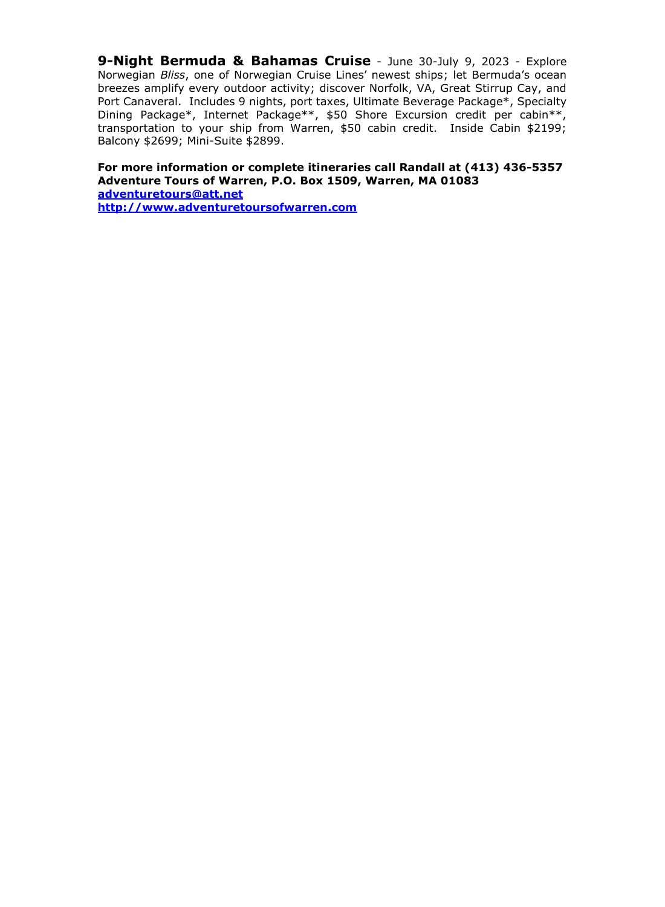**9-Night Bermuda & Bahamas Cruise** - June 30-July 9, 2023 - Explore Norwegian *Bliss*, one of Norwegian Cruise Lines' newest ships; let Bermuda's ocean breezes amplify every outdoor activity; discover Norfolk, VA, Great Stirrup Cay, and Port Canaveral. Includes 9 nights, port taxes, Ultimate Beverage Package*, Specialty Dining Package*, Internet Package**, $50 Shore Excursion credit per cabin**, transportation to your ship from Warren, $50 cabin credit. Inside Cabin $2199; Balcony $2699; Mini-Suite $2899.

**For more information or complete itineraries call Randall at (413) 436-5357**
**Adventure Tours of Warren, P.O. Box 1509, Warren, MA 01083**
**[adventuretours@att.net](mailto:adventuretours@att.net)**
**[http://www.adventuretoursofwarren.com](http://www.adventuretoursofwarren.com)**